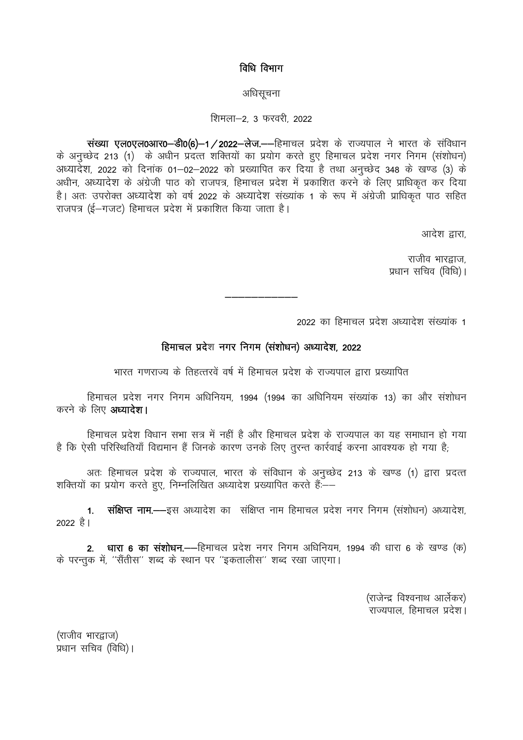## विधि विभाग

अधिसूचना

शिमला–2, 3 फरवरी, 2022

**संख्या एल0एल0आर0–डी0(6)–1/2022–लेज.**––हिमाचल प्रदेश के राज्यपाल ने भारत के संविधान के अनुच्छेद 213 (1) के अधीन प्रदत्त शक्तियों का प्रयोग करते हुए हिमाचल प्रदेश नगर निगम (संशोधन) अध्यादेश, 2022 को दिनांक 01–02–2022 को प्रख्यापित कर दिया है तथा अनुच्छेद 348 के खण्ड (3) के अधीन, अध्यादेश के अंग्रेजी पाठ को राजपत्र, हिमाचल प्रदेश में प्रकाशित करने के लिए प्राधिकृत कर दिया है। अतः उपरोक्त अध्यादेश को वर्ष 2022 के अध्यादेश संख्यांक 1 के रूप में अंग्रेजी प्राधिकृत पाठ सहित राजपत्र (ई–गजट) हिमाचल प्रदेश में प्रकाशित किया जाता है।

आदेश द्वारा,

राजीव भारद्वाज,
प्रधान सचिव (विधि)।

---

2022 का हिमाचल प्रदेश अध्यादेश संख्यांक 1

## हिमाचल प्रदेश नगर निगम (संशोधन) अध्यादेश, 2022

भारत गणराज्य के तिहत्तरवें वर्ष में हिमाचल प्रदेश के राज्यपाल द्वारा प्रख्यापित

हिमाचल प्रदेश नगर निगम अधिनियम, 1994 (1994 का अधिनियम संख्यांक 13) का और संशोधन करने के लिए **अध्यादेश।**

हिमाचल प्रदेश विधान सभा सत्र में नहीं है और हिमाचल प्रदेश के राज्यपाल का यह समाधान हो गया है कि ऐसी परिस्थितियाँ विद्यमान हैं जिनके कारण उनके लिए तुरन्त कार्रवाई करना आवश्यक हो गया है;

अतः हिमाचल प्रदेश के राज्यपाल, भारत के संविधान के अनुच्छेद 213 के खण्ड (1) द्वारा प्रदत्त शक्तियों का प्रयोग करते हुए, निम्नलिखित अध्यादेश प्रख्यापित करते हैं:––

**1. संक्षिप्त नाम.**––इस अध्यादेश का संक्षिप्त नाम हिमाचल प्रदेश नगर निगम (संशोधन) अध्यादेश, 2022 है।

**2. धारा 6 का संशोधन.**––हिमाचल प्रदेश नगर निगम अधिनियम, 1994 की धारा 6 के खण्ड (क) के परन्तुक में, ''सैंतीस'' शब्द के स्थान पर ''इकतालीस'' शब्द रखा जाएगा।

(राजेन्द्र विश्वनाथ आर्लेकर)
राज्यपाल, हिमाचल प्रदेश।

(राजीव भारद्वाज)
प्रधान सचिव (विधि)।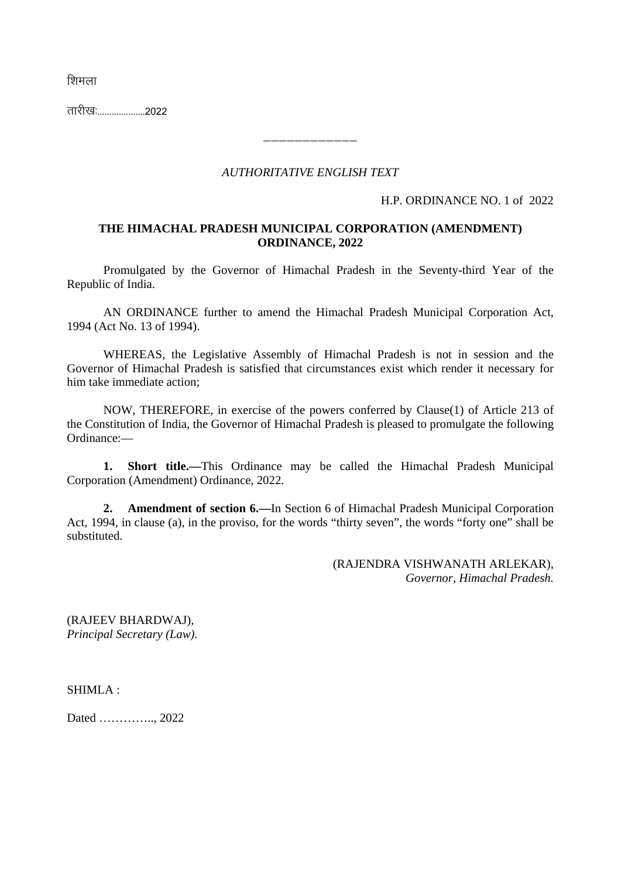शिमला

तारीखः..................2022

---

*AUTHORITATIVE ENGLISH TEXT*

H.P. ORDINANCE NO. 1 of 2022

## THE HIMACHAL PRADESH MUNICIPAL CORPORATION (AMENDMENT) ORDINANCE, 2022

Promulgated by the Governor of Himachal Pradesh in the Seventy-third Year of the Republic of India.

AN ORDINANCE further to amend the Himachal Pradesh Municipal Corporation Act, 1994 (Act No. 13 of 1994).

WHEREAS, the Legislative Assembly of Himachal Pradesh is not in session and the Governor of Himachal Pradesh is satisfied that circumstances exist which render it necessary for him take immediate action;

NOW, THEREFORE, in exercise of the powers conferred by Clause(1) of Article 213 of the Constitution of India, the Governor of Himachal Pradesh is pleased to promulgate the following Ordinance:—

**1. Short title.—**This Ordinance may be called the Himachal Pradesh Municipal Corporation (Amendment) Ordinance, 2022.

**2. Amendment of section 6.—**In Section 6 of Himachal Pradesh Municipal Corporation Act, 1994, in clause (a), in the proviso, for the words "thirty seven", the words "forty one" shall be substituted.

(RAJENDRA VISHWANATH ARLEKAR),
*Governor, Himachal Pradesh.*

(RAJEEV BHARDWAJ),
*Principal Secretary (Law).*

SHIMLA :

Dated ………….., 2022